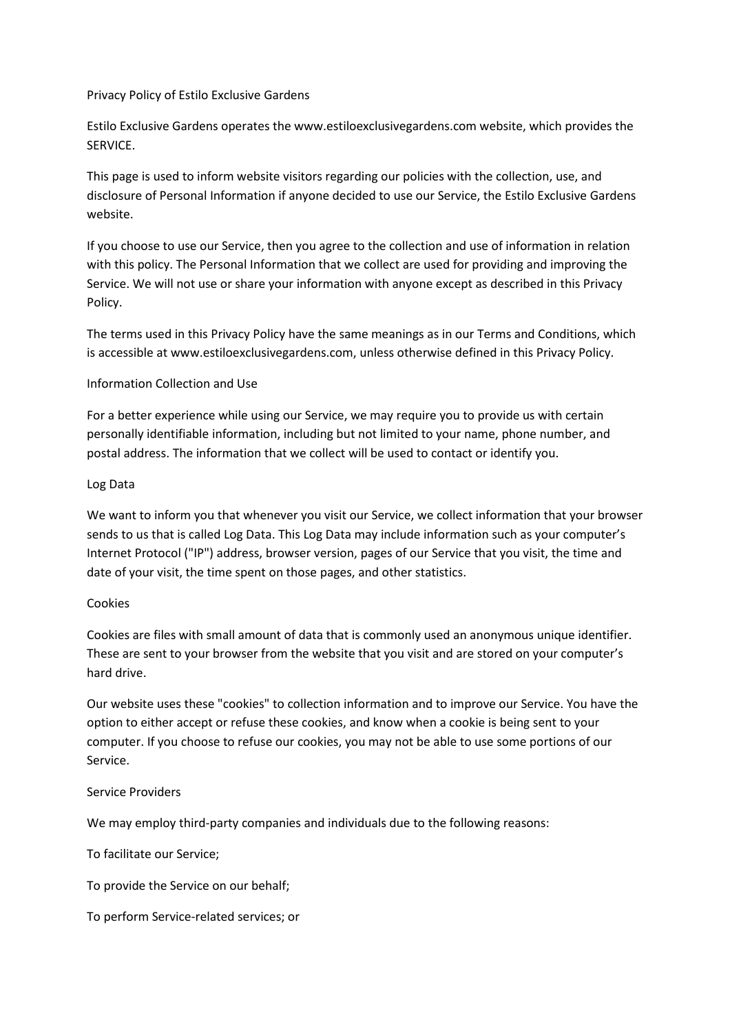# Privacy Policy of Estilo Exclusive Gardens

Estilo Exclusive Gardens operates the www.estiloexclusivegardens.com website, which provides the SERVICE.

This page is used to inform website visitors regarding our policies with the collection, use, and disclosure of Personal Information if anyone decided to use our Service, the Estilo Exclusive Gardens website.

If you choose to use our Service, then you agree to the collection and use of information in relation with this policy. The Personal Information that we collect are used for providing and improving the Service. We will not use or share your information with anyone except as described in this Privacy Policy.

The terms used in this Privacy Policy have the same meanings as in our Terms and Conditions, which is accessible at www.estiloexclusivegardens.com, unless otherwise defined in this Privacy Policy.

## Information Collection and Use

For a better experience while using our Service, we may require you to provide us with certain personally identifiable information, including but not limited to your name, phone number, and postal address. The information that we collect will be used to contact or identify you.

## Log Data

We want to inform you that whenever you visit our Service, we collect information that your browser sends to us that is called Log Data. This Log Data may include information such as your computer's Internet Protocol ("IP") address, browser version, pages of our Service that you visit, the time and date of your visit, the time spent on those pages, and other statistics.

## Cookies

Cookies are files with small amount of data that is commonly used an anonymous unique identifier. These are sent to your browser from the website that you visit and are stored on your computer's hard drive.

Our website uses these "cookies" to collection information and to improve our Service. You have the option to either accept or refuse these cookies, and know when a cookie is being sent to your computer. If you choose to refuse our cookies, you may not be able to use some portions of our Service.

## Service Providers

We may employ third-party companies and individuals due to the following reasons:

To facilitate our Service;

To provide the Service on our behalf;

To perform Service-related services; or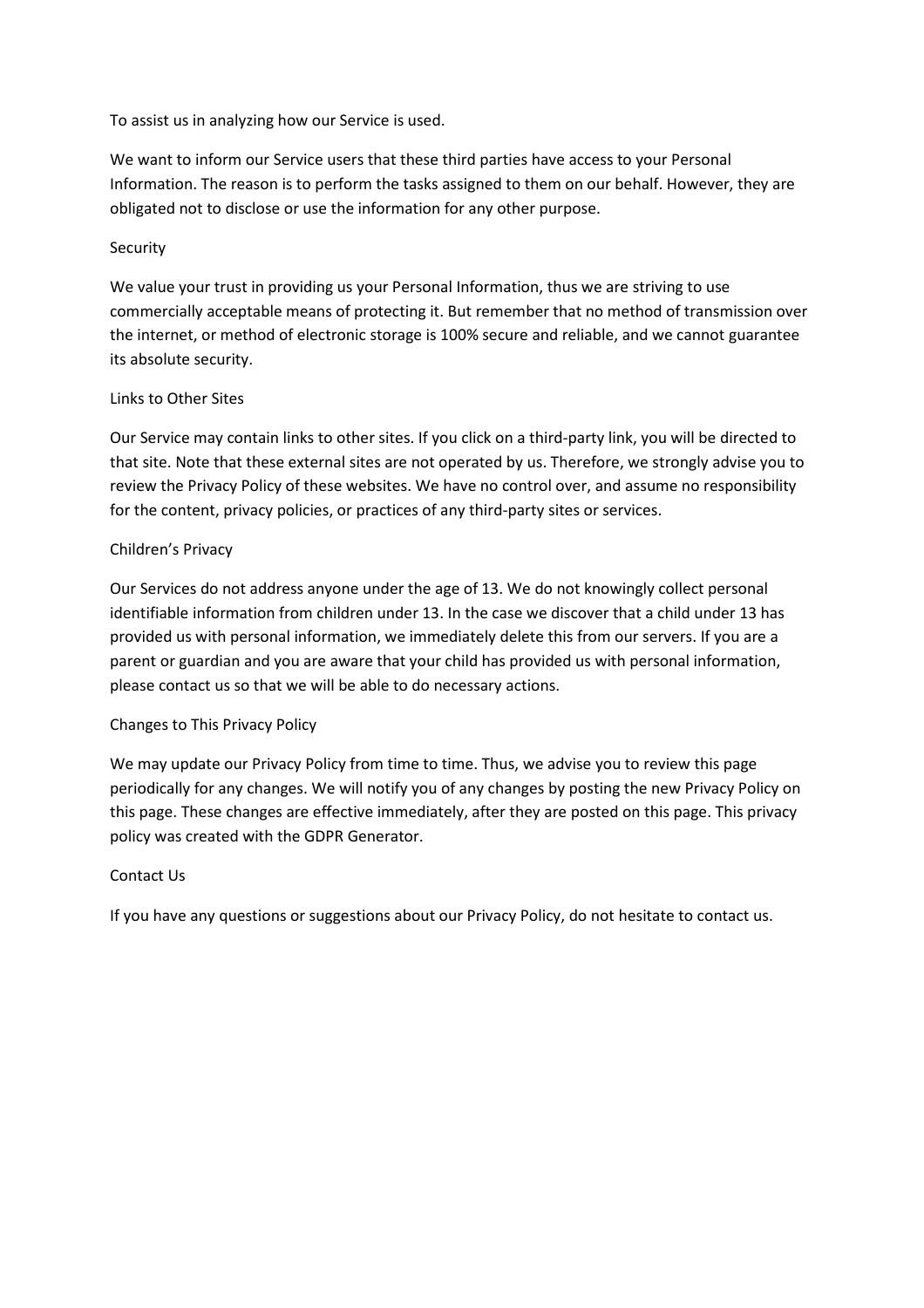To assist us in analyzing how our Service is used.

We want to inform our Service users that these third parties have access to your Personal Information. The reason is to perform the tasks assigned to them on our behalf. However, they are obligated not to disclose or use the information for any other purpose.

## Security

We value your trust in providing us your Personal Information, thus we are striving to use commercially acceptable means of protecting it. But remember that no method of transmission over the internet, or method of electronic storage is 100% secure and reliable, and we cannot guarantee its absolute security.

## Links to Other Sites

Our Service may contain links to other sites. If you click on a third-party link, you will be directed to that site. Note that these external sites are not operated by us. Therefore, we strongly advise you to review the Privacy Policy of these websites. We have no control over, and assume no responsibility for the content, privacy policies, or practices of any third-party sites or services.

## Children's Privacy

Our Services do not address anyone under the age of 13. We do not knowingly collect personal identifiable information from children under 13. In the case we discover that a child under 13 has provided us with personal information, we immediately delete this from our servers. If you are a parent or guardian and you are aware that your child has provided us with personal information, please contact us so that we will be able to do necessary actions.

## Changes to This Privacy Policy

We may update our Privacy Policy from time to time. Thus, we advise you to review this page periodically for any changes. We will notify you of any changes by posting the new Privacy Policy on this page. These changes are effective immediately, after they are posted on this page. This privacy policy was created with the GDPR Generator.

## Contact Us

If you have any questions or suggestions about our Privacy Policy, do not hesitate to contact us.